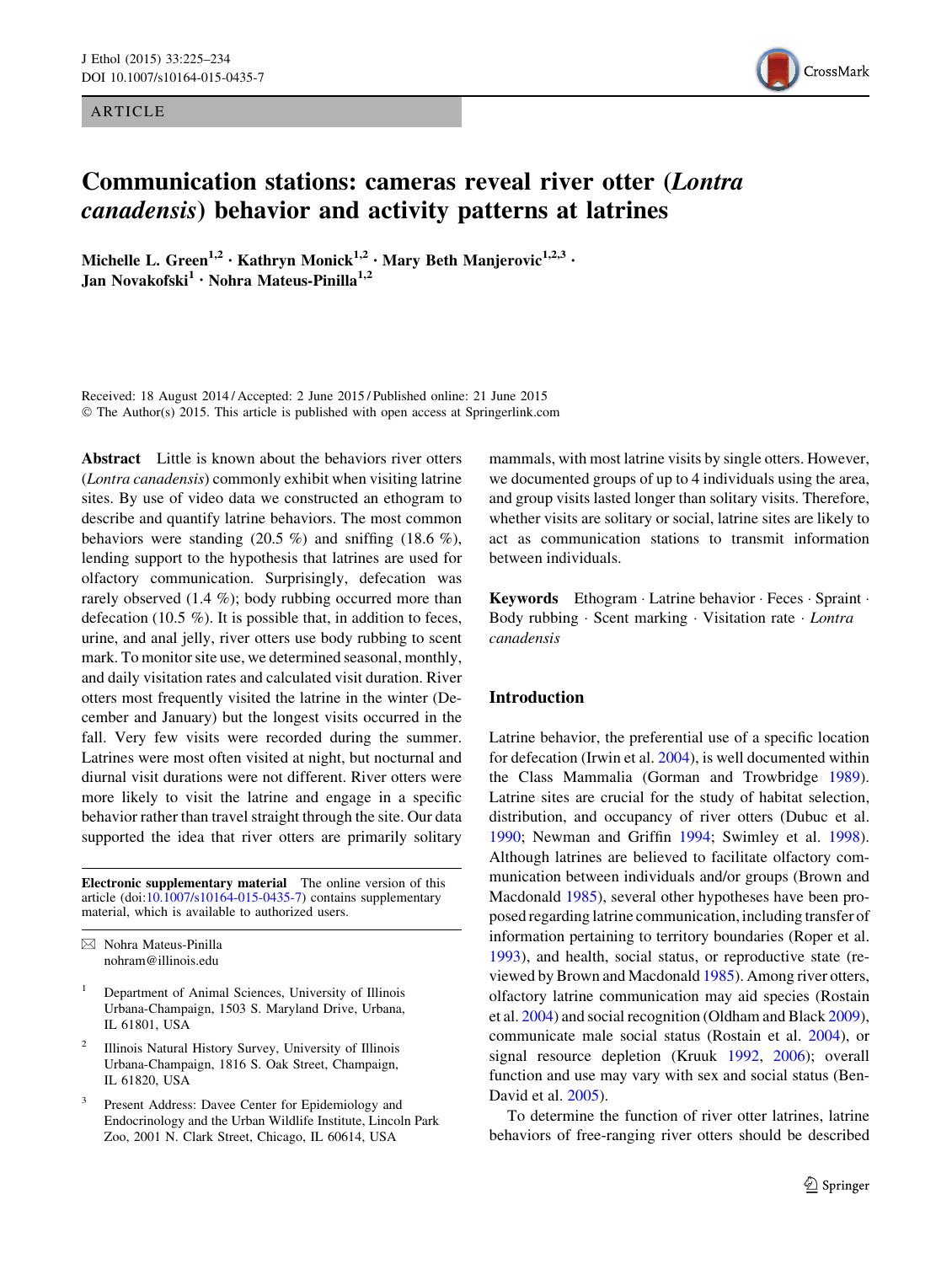ARTICLE

# Communication stations: cameras reveal river otter (*Lontra canadensis*) behavior and activity patterns at latrines

**Michelle L. Green[1,2] · Kathryn Monick[1,2] · Mary Beth Manjerovic[1,2,3] · Jan Novakofski[1] · Nohra Mateus-Pinilla[1,2]**

Received: 18 August 2014 / Accepted: 2 June 2015 / Published online: 21 June 2015
© The Author(s) 2015. This article is published with open access at Springerlink.com

**Abstract** Little is known about the behaviors river otters (*Lontra canadensis*) commonly exhibit when visiting latrine sites. By use of video data we constructed an ethogram to describe and quantify latrine behaviors. The most common behaviors were standing (20.5 %) and sniffing (18.6 %), lending support to the hypothesis that latrines are used for olfactory communication. Surprisingly, defecation was rarely observed (1.4 %); body rubbing occurred more than defecation (10.5 %). It is possible that, in addition to feces, urine, and anal jelly, river otters use body rubbing to scent mark. To monitor site use, we determined seasonal, monthly, and daily visitation rates and calculated visit duration. River otters most frequently visited the latrine in the winter (December and January) but the longest visits occurred in the fall. Very few visits were recorded during the summer. Latrines were most often visited at night, but nocturnal and diurnal visit durations were not different. River otters were more likely to visit the latrine and engage in a specific behavior rather than travel straight through the site. Our data supported the idea that river otters are primarily solitary mammals, with most latrine visits by single otters. However, we documented groups of up to 4 individuals using the area, and group visits lasted longer than solitary visits. Therefore, whether visits are solitary or social, latrine sites are likely to act as communication stations to transmit information between individuals.

**Keywords** Ethogram · Latrine behavior · Feces · Spraint · Body rubbing · Scent marking · Visitation rate · *Lontra canadensis*

**Electronic supplementary material** The online version of this article (doi:10.1007/s10164-015-0435-7) contains supplementary material, which is available to authorized users.

✉ Nohra Mateus-Pinilla
nohram@illinois.edu

[1] Department of Animal Sciences, University of Illinois Urbana-Champaign, 1503 S. Maryland Drive, Urbana, IL 61801, USA

[2] Illinois Natural History Survey, University of Illinois Urbana-Champaign, 1816 S. Oak Street, Champaign, IL 61820, USA

[3] Present Address: Davee Center for Epidemiology and Endocrinology and the Urban Wildlife Institute, Lincoln Park Zoo, 2001 N. Clark Street, Chicago, IL 60614, USA

## Introduction

Latrine behavior, the preferential use of a specific location for defecation (Irwin et al. 2004), is well documented within the Class Mammalia (Gorman and Trowbridge 1989). Latrine sites are crucial for the study of habitat selection, distribution, and occupancy of river otters (Dubuc et al. 1990; Newman and Griffin 1994; Swimley et al. 1998). Although latrines are believed to facilitate olfactory communication between individuals and/or groups (Brown and Macdonald 1985), several other hypotheses have been proposed regarding latrine communication, including transfer of information pertaining to territory boundaries (Roper et al. 1993), and health, social status, or reproductive state (reviewed by Brown and Macdonald 1985). Among river otters, olfactory latrine communication may aid species (Rostain et al. 2004) and social recognition (Oldham and Black 2009), communicate male social status (Rostain et al. 2004), or signal resource depletion (Kruuk 1992, 2006); overall function and use may vary with sex and social status (Ben-David et al. 2005).

To determine the function of river otter latrines, latrine behaviors of free-ranging river otters should be described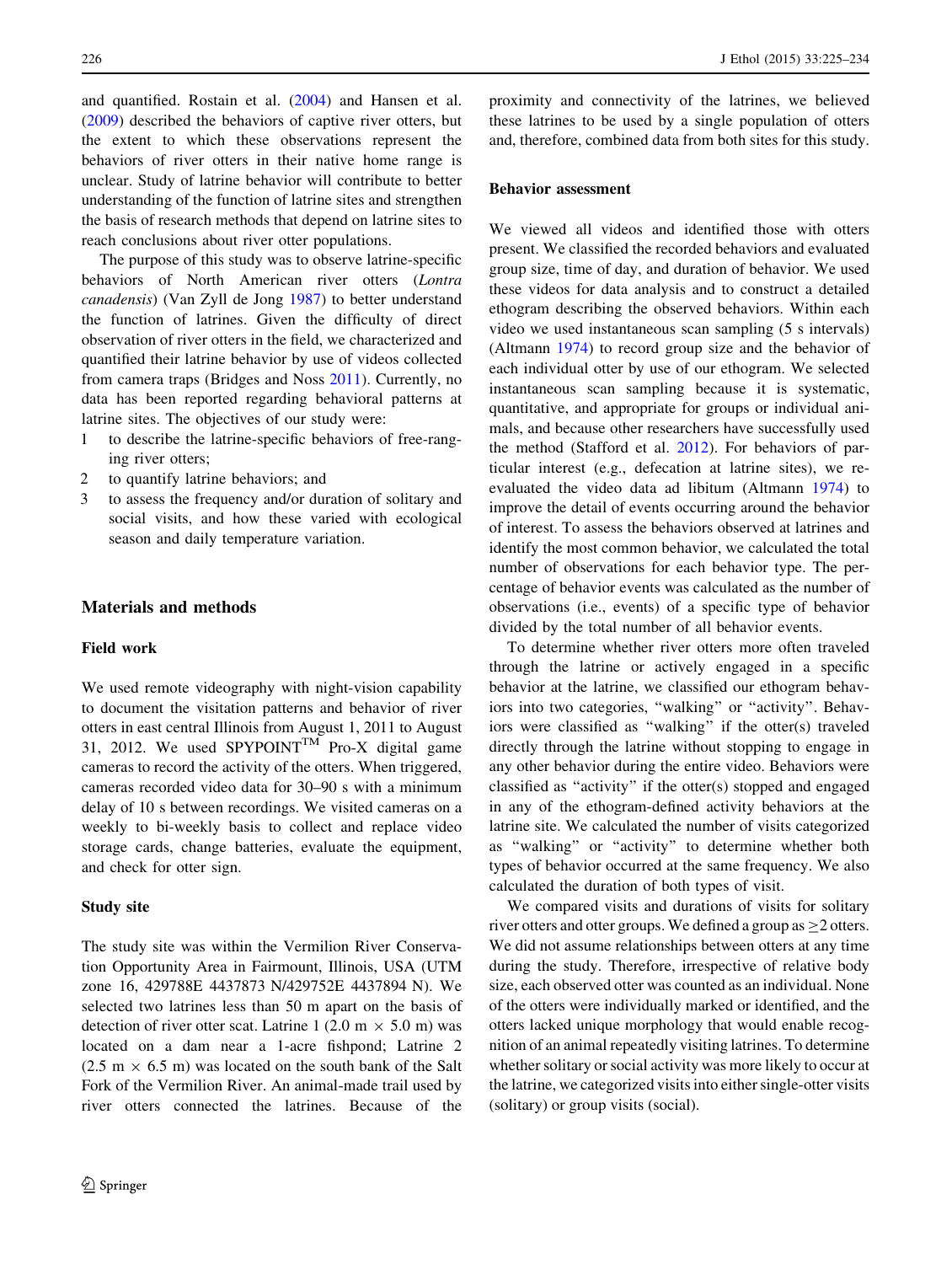and quantified. Rostain et al. (2004) and Hansen et al. (2009) described the behaviors of captive river otters, but the extent to which these observations represent the behaviors of river otters in their native home range is unclear. Study of latrine behavior will contribute to better understanding of the function of latrine sites and strengthen the basis of research methods that depend on latrine sites to reach conclusions about river otter populations.

The purpose of this study was to observe latrine-specific behaviors of North American river otters (*Lontra canadensis*) (Van Zyll de Jong 1987) to better understand the function of latrines. Given the difficulty of direct observation of river otters in the field, we characterized and quantified their latrine behavior by use of videos collected from camera traps (Bridges and Noss 2011). Currently, no data has been reported regarding behavioral patterns at latrine sites. The objectives of our study were:

1. to describe the latrine-specific behaviors of free-ranging river otters;
2. to quantify latrine behaviors; and
3. to assess the frequency and/or duration of solitary and social visits, and how these varied with ecological season and daily temperature variation.

## Materials and methods

### Field work

We used remote videography with night-vision capability to document the visitation patterns and behavior of river otters in east central Illinois from August 1, 2011 to August 31, 2012. We used SPYPOINT™ Pro-X digital game cameras to record the activity of the otters. When triggered, cameras recorded video data for 30–90 s with a minimum delay of 10 s between recordings. We visited cameras on a weekly to bi-weekly basis to collect and replace video storage cards, change batteries, evaluate the equipment, and check for otter sign.

### Study site

The study site was within the Vermilion River Conservation Opportunity Area in Fairmount, Illinois, USA (UTM zone 16, 429788E 4437873 N/429752E 4437894 N). We selected two latrines less than 50 m apart on the basis of detection of river otter scat. Latrine 1 (2.0 m × 5.0 m) was located on a dam near a 1-acre fishpond; Latrine 2 (2.5 m × 6.5 m) was located on the south bank of the Salt Fork of the Vermilion River. An animal-made trail used by river otters connected the latrines. Because of the proximity and connectivity of the latrines, we believed these latrines to be used by a single population of otters and, therefore, combined data from both sites for this study.

### Behavior assessment

We viewed all videos and identified those with otters present. We classified the recorded behaviors and evaluated group size, time of day, and duration of behavior. We used these videos for data analysis and to construct a detailed ethogram describing the observed behaviors. Within each video we used instantaneous scan sampling (5 s intervals) (Altmann 1974) to record group size and the behavior of each individual otter by use of our ethogram. We selected instantaneous scan sampling because it is systematic, quantitative, and appropriate for groups or individual animals, and because other researchers have successfully used the method (Stafford et al. 2012). For behaviors of particular interest (e.g., defecation at latrine sites), we re-evaluated the video data ad libitum (Altmann 1974) to improve the detail of events occurring around the behavior of interest. To assess the behaviors observed at latrines and identify the most common behavior, we calculated the total number of observations for each behavior type. The percentage of behavior events was calculated as the number of observations (i.e., events) of a specific type of behavior divided by the total number of all behavior events.

To determine whether river otters more often traveled through the latrine or actively engaged in a specific behavior at the latrine, we classified our ethogram behaviors into two categories, "walking" or "activity". Behaviors were classified as "walking" if the otter(s) traveled directly through the latrine without stopping to engage in any other behavior during the entire video. Behaviors were classified as "activity" if the otter(s) stopped and engaged in any of the ethogram-defined activity behaviors at the latrine site. We calculated the number of visits categorized as "walking" or "activity" to determine whether both types of behavior occurred at the same frequency. We also calculated the duration of both types of visit.

We compared visits and durations of visits for solitary river otters and otter groups. We defined a group as ≥2 otters. We did not assume relationships between otters at any time during the study. Therefore, irrespective of relative body size, each observed otter was counted as an individual. None of the otters were individually marked or identified, and the otters lacked unique morphology that would enable recognition of an animal repeatedly visiting latrines. To determine whether solitary or social activity was more likely to occur at the latrine, we categorized visits into either single-otter visits (solitary) or group visits (social).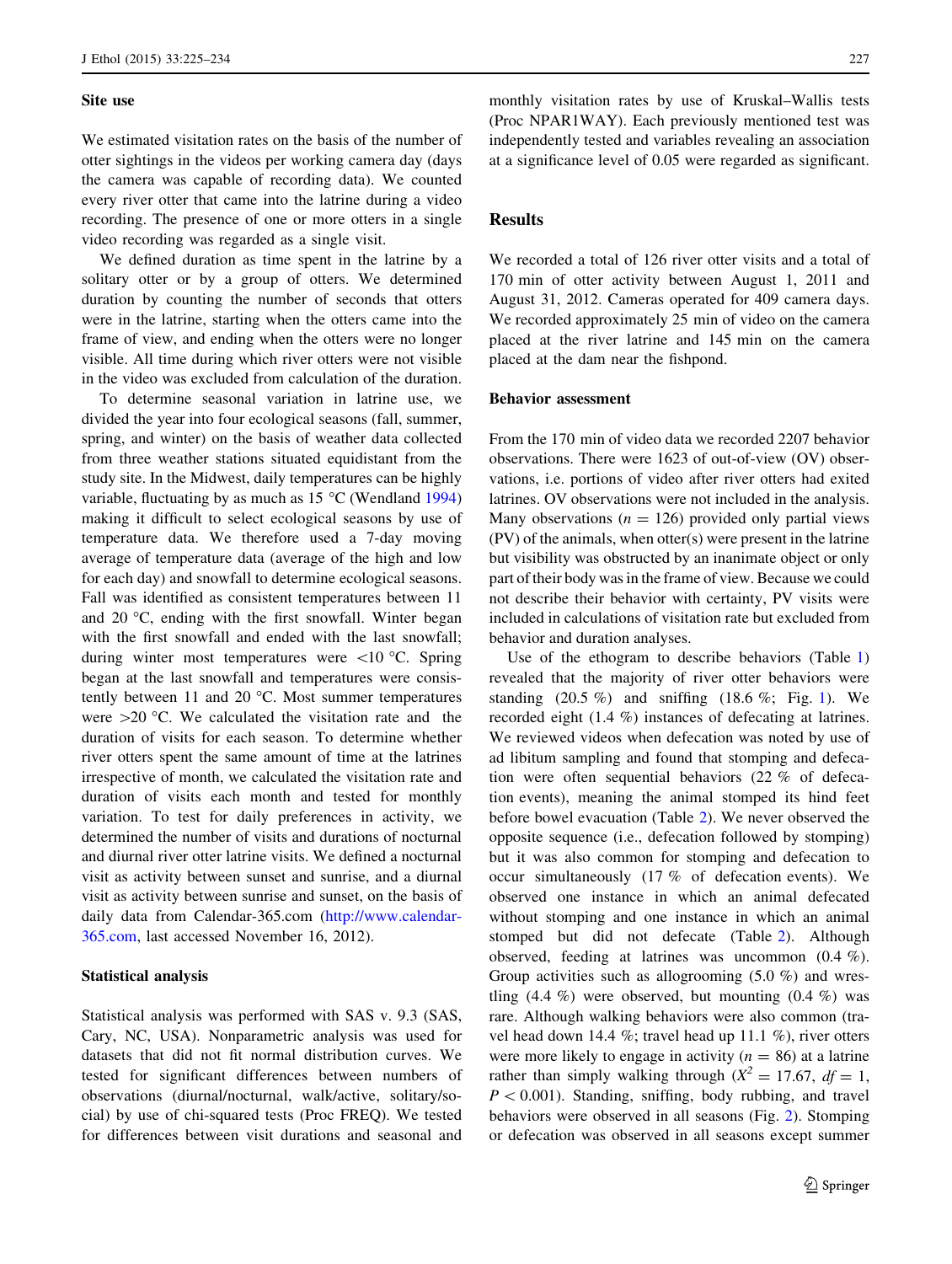### Site use

We estimated visitation rates on the basis of the number of otter sightings in the videos per working camera day (days the camera was capable of recording data). We counted every river otter that came into the latrine during a video recording. The presence of one or more otters in a single video recording was regarded as a single visit.

We defined duration as time spent in the latrine by a solitary otter or by a group of otters. We determined duration by counting the number of seconds that otters were in the latrine, starting when the otters came into the frame of view, and ending when the otters were no longer visible. All time during which river otters were not visible in the video was excluded from calculation of the duration.

To determine seasonal variation in latrine use, we divided the year into four ecological seasons (fall, summer, spring, and winter) on the basis of weather data collected from three weather stations situated equidistant from the study site. In the Midwest, daily temperatures can be highly variable, fluctuating by as much as 15 °C (Wendland 1994) making it difficult to select ecological seasons by use of temperature data. We therefore used a 7-day moving average of temperature data (average of the high and low for each day) and snowfall to determine ecological seasons. Fall was identified as consistent temperatures between 11 and 20 °C, ending with the first snowfall. Winter began with the first snowfall and ended with the last snowfall; during winter most temperatures were <10 °C. Spring began at the last snowfall and temperatures were consistently between 11 and 20 °C. Most summer temperatures were >20 °C. We calculated the visitation rate and the duration of visits for each season. To determine whether river otters spent the same amount of time at the latrines irrespective of month, we calculated the visitation rate and duration of visits each month and tested for monthly variation. To test for daily preferences in activity, we determined the number of visits and durations of nocturnal and diurnal river otter latrine visits. We defined a nocturnal visit as activity between sunset and sunrise, and a diurnal visit as activity between sunrise and sunset, on the basis of daily data from Calendar-365.com (http://www.calendar-365.com, last accessed November 16, 2012).

### Statistical analysis

Statistical analysis was performed with SAS v. 9.3 (SAS, Cary, NC, USA). Nonparametric analysis was used for datasets that did not fit normal distribution curves. We tested for significant differences between numbers of observations (diurnal/nocturnal, walk/active, solitary/social) by use of chi-squared tests (Proc FREQ). We tested for differences between visit durations and seasonal and monthly visitation rates by use of Kruskal–Wallis tests (Proc NPAR1WAY). Each previously mentioned test was independently tested and variables revealing an association at a significance level of 0.05 were regarded as significant.

## Results

We recorded a total of 126 river otter visits and a total of 170 min of otter activity between August 1, 2011 and August 31, 2012. Cameras operated for 409 camera days. We recorded approximately 25 min of video on the camera placed at the river latrine and 145 min on the camera placed at the dam near the fishpond.

### Behavior assessment

From the 170 min of video data we recorded 2207 behavior observations. There were 1623 of out-of-view (OV) observations, i.e. portions of video after river otters had exited latrines. OV observations were not included in the analysis. Many observations ($n = 126$) provided only partial views (PV) of the animals, when otter(s) were present in the latrine but visibility was obstructed by an inanimate object or only part of their body was in the frame of view. Because we could not describe their behavior with certainty, PV visits were included in calculations of visitation rate but excluded from behavior and duration analyses.

Use of the ethogram to describe behaviors (Table 1) revealed that the majority of river otter behaviors were standing (20.5 %) and sniffing (18.6 %; Fig. 1). We recorded eight (1.4 %) instances of defecating at latrines. We reviewed videos when defecation was noted by use of ad libitum sampling and found that stomping and defecation were often sequential behaviors (22 % of defecation events), meaning the animal stomped its hind feet before bowel evacuation (Table 2). We never observed the opposite sequence (i.e., defecation followed by stomping) but it was also common for stomping and defecation to occur simultaneously (17 % of defecation events). We observed one instance in which an animal defecated without stomping and one instance in which an animal stomped but did not defecate (Table 2). Although observed, feeding at latrines was uncommon (0.4 %). Group activities such as allogrooming (5.0 %) and wrestling (4.4 %) were observed, but mounting (0.4 %) was rare. Although walking behaviors were also common (travel head down 14.4 %; travel head up 11.1 %), river otters were more likely to engage in activity ($n = 86$) at a latrine rather than simply walking through ($X^2 = 17.67$, $df = 1$, $P < 0.001$). Standing, sniffing, body rubbing, and travel behaviors were observed in all seasons (Fig. 2). Stomping or defecation was observed in all seasons except summer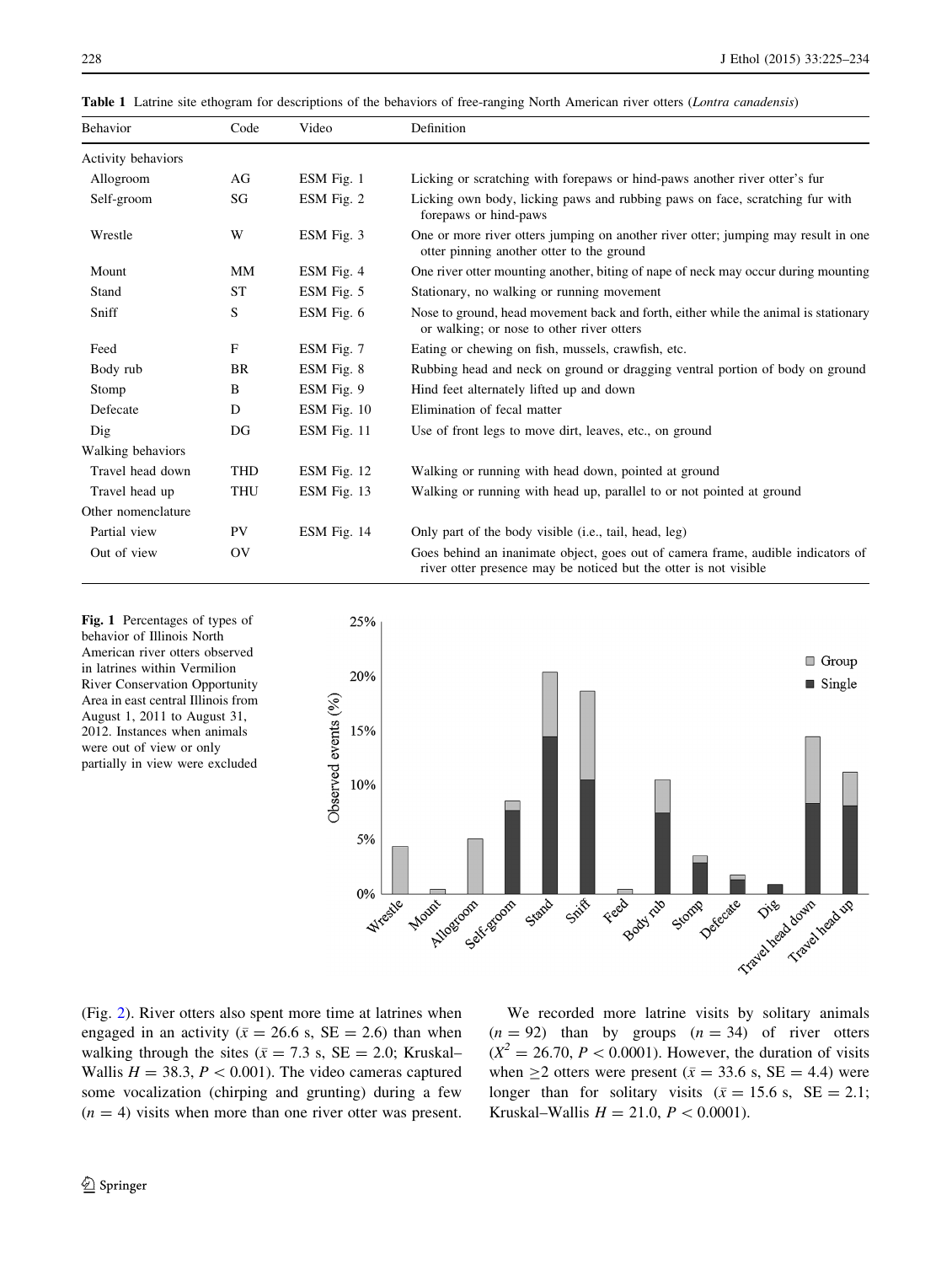**Table 1** Latrine site ethogram for descriptions of the behaviors of free-ranging North American river otters (*Lontra canadensis*)

| Behavior | Code | Video | Definition |
|---|---|---|---|
| Activity behaviors | | | |
| Allogroom | AG | ESM Fig. 1 | Licking or scratching with forepaws or hind-paws another river otter's fur |
| Self-groom | SG | ESM Fig. 2 | Licking own body, licking paws and rubbing paws on face, scratching fur with forepaws or hind-paws |
| Wrestle | W | ESM Fig. 3 | One or more river otters jumping on another river otter; jumping may result in one otter pinning another otter to the ground |
| Mount | MM | ESM Fig. 4 | One river otter mounting another, biting of nape of neck may occur during mounting |
| Stand | ST | ESM Fig. 5 | Stationary, no walking or running movement |
| Sniff | S | ESM Fig. 6 | Nose to ground, head movement back and forth, either while the animal is stationary or walking; or nose to other river otters |
| Feed | F | ESM Fig. 7 | Eating or chewing on fish, mussels, crawfish, etc. |
| Body rub | BR | ESM Fig. 8 | Rubbing head and neck on ground or dragging ventral portion of body on ground |
| Stomp | B | ESM Fig. 9 | Hind feet alternately lifted up and down |
| Defecate | D | ESM Fig. 10 | Elimination of fecal matter |
| Dig | DG | ESM Fig. 11 | Use of front legs to move dirt, leaves, etc., on ground |
| Walking behaviors | | | |
| Travel head down | THD | ESM Fig. 12 | Walking or running with head down, pointed at ground |
| Travel head up | THU | ESM Fig. 13 | Walking or running with head up, parallel to or not pointed at ground |
| Other nomenclature | | | |
| Partial view | PV | ESM Fig. 14 | Only part of the body visible (i.e., tail, head, leg) |
| Out of view | OV | | Goes behind an inanimate object, goes out of camera frame, audible indicators of river otter presence may be noticed but the otter is not visible |

**Fig. 1** Percentages of types of behavior of Illinois North American river otters observed in latrines within Vermilion River Conservation Opportunity Area in east central Illinois from August 1, 2011 to August 31, 2012. Instances when animals were out of view or only partially in view were excluded

(Fig. 2). River otters also spent more time at latrines when engaged in an activity ($\bar{x} = 26.6$ s, SE = 2.6) than when walking through the sites ($\bar{x} = 7.3$ s, SE = 2.0; Kruskal–Wallis $H = 38.3$, $P < 0.001$). The video cameras captured some vocalization (chirping and grunting) during a few ($n = 4$) visits when more than one river otter was present.

We recorded more latrine visits by solitary animals ($n = 92$) than by groups ($n = 34$) of river otters ($X^2 = 26.70$, $P < 0.0001$). However, the duration of visits when $\geq 2$ otters were present ($\bar{x} = 33.6$ s, SE = 4.4) were longer than for solitary visits ($\bar{x} = 15.6$ s, SE = 2.1; Kruskal–Wallis $H = 21.0$, $P < 0.0001$).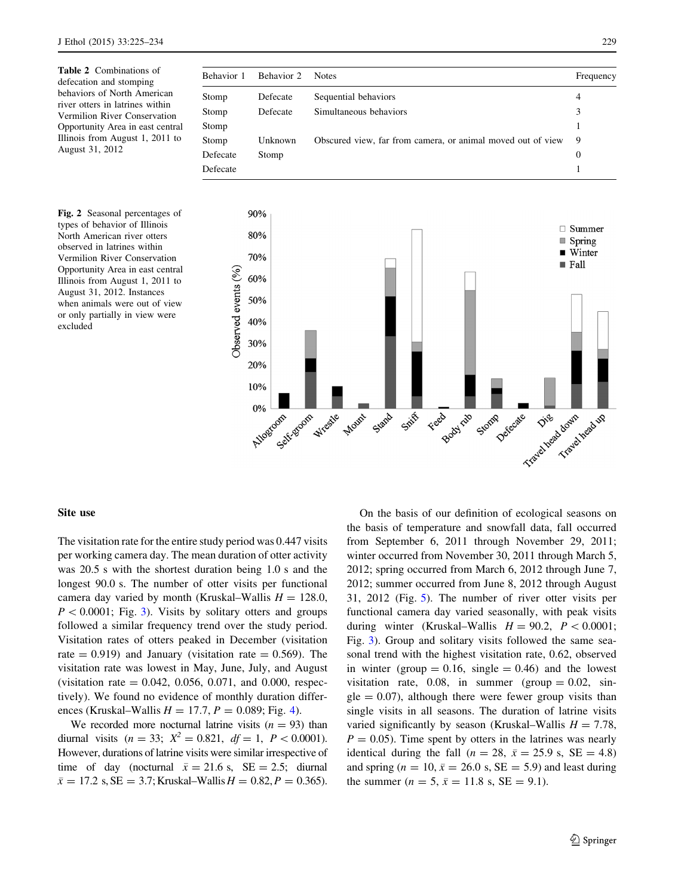**Table 2** Combinations of defecation and stomping behaviors of North American river otters in latrines within Vermilion River Conservation Opportunity Area in east central Illinois from August 1, 2011 to August 31, 2012

| Behavior 1 | Behavior 2 | Notes | Frequency |
|---|---|---|---|
| Stomp | Defecate | Sequential behaviors | 4 |
| Stomp | Defecate | Simultaneous behaviors | 3 |
| Stomp | | | 1 |
| Stomp | Unknown | Obscured view, far from camera, or animal moved out of view | 9 |
| Defecate | Stomp | | 0 |
| Defecate | | | 1 |

**Fig. 2** Seasonal percentages of types of behavior of Illinois North American river otters observed in latrines within Vermilion River Conservation Opportunity Area in east central Illinois from August 1, 2011 to August 31, 2012. Instances when animals were out of view or only partially in view were excluded

## Site use

The visitation rate for the entire study period was 0.447 visits per working camera day. The mean duration of otter activity was 20.5 s with the shortest duration being 1.0 s and the longest 90.0 s. The number of otter visits per functional camera day varied by month (Kruskal–Wallis $H = 128.0$, $P < 0.0001$; Fig. 3). Visits by solitary otters and groups followed a similar frequency trend over the study period. Visitation rates of otters peaked in December (visitation rate = 0.919) and January (visitation rate = 0.569). The visitation rate was lowest in May, June, July, and August (visitation rate = 0.042, 0.056, 0.071, and 0.000, respectively). We found no evidence of monthly duration differences (Kruskal–Wallis $H = 17.7$, $P = 0.089$; Fig. 4).

We recorded more nocturnal latrine visits ($n = 93$) than diurnal visits ($n = 33$; $X^2 = 0.821$, $df = 1$, $P < 0.0001$). However, durations of latrine visits were similar irrespective of time of day (nocturnal $\bar{x} = 21.6$ s, SE = 2.5; diurnal $\bar{x} = 17.2$ s, SE = 3.7; Kruskal–Wallis $H = 0.82$, $P = 0.365$).

On the basis of our definition of ecological seasons on the basis of temperature and snowfall data, fall occurred from September 6, 2011 through November 29, 2011; winter occurred from November 30, 2011 through March 5, 2012; spring occurred from March 6, 2012 through June 7, 2012; summer occurred from June 8, 2012 through August 31, 2012 (Fig. 5). The number of river otter visits per functional camera day varied seasonally, with peak visits during winter (Kruskal–Wallis $H = 90.2$, $P < 0.0001$; Fig. 3). Group and solitary visits followed the same seasonal trend with the highest visitation rate, 0.62, observed in winter (group = 0.16, single = 0.46) and the lowest visitation rate, 0.08, in summer (group = 0.02, single = 0.07), although there were fewer group visits than single visits in all seasons. The duration of latrine visits varied significantly by season (Kruskal–Wallis $H = 7.78$, $P = 0.05$). Time spent by otters in the latrines was nearly identical during the fall ($n = 28$, $\bar{x} = 25.9$ s, SE = 4.8) and spring ($n = 10$, $\bar{x} = 26.0$ s, SE = 5.9) and least during the summer ($n = 5$, $\bar{x} = 11.8$ s, SE = 9.1).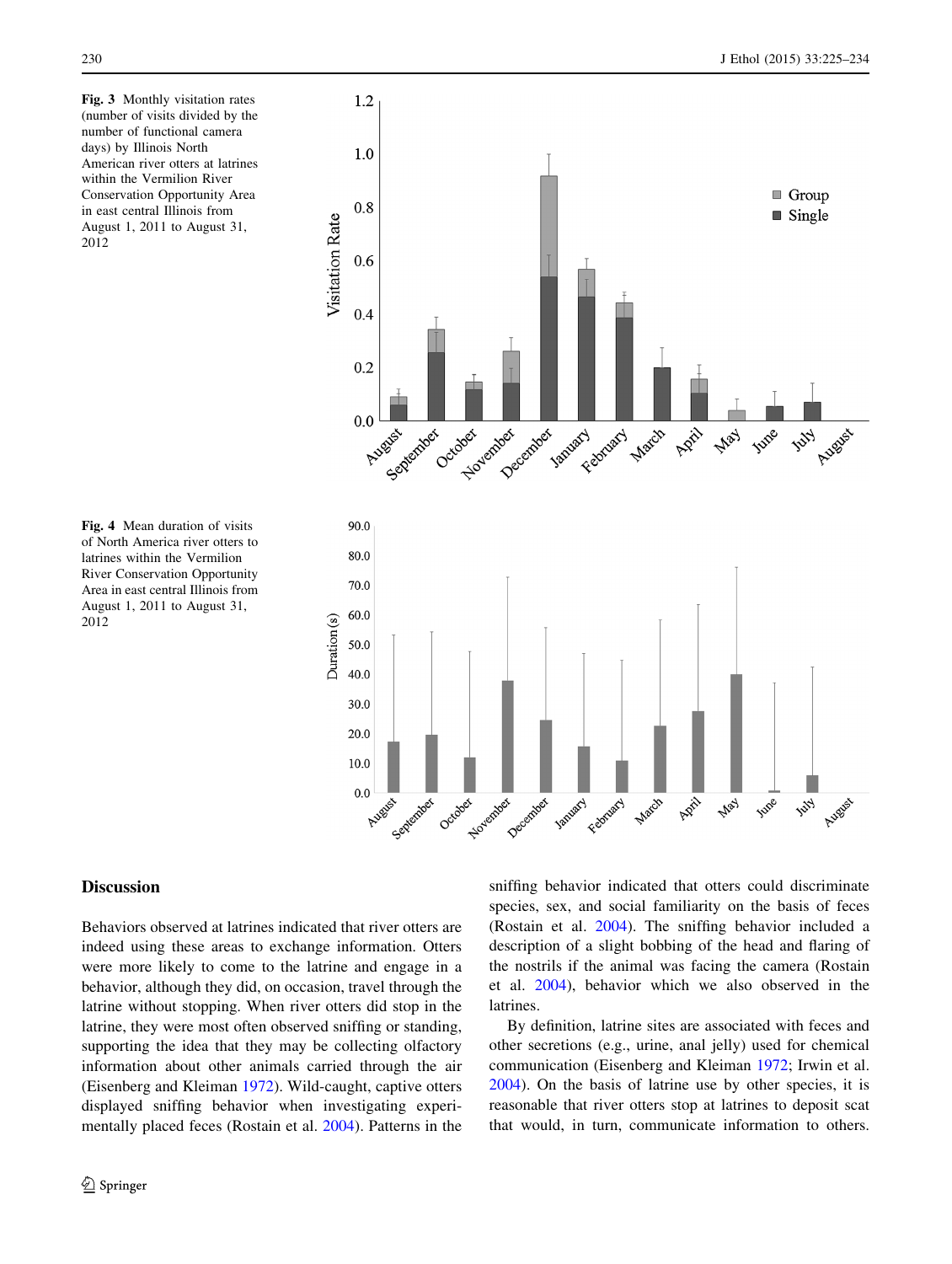**Fig. 3** Monthly visitation rates (number of visits divided by the number of functional camera days) by Illinois North American river otters at latrines within the Vermilion River Conservation Opportunity Area in east central Illinois from August 1, 2011 to August 31, 2012

**Fig. 4** Mean duration of visits of North America river otters to latrines within the Vermilion River Conservation Opportunity Area in east central Illinois from August 1, 2011 to August 31, 2012

## Discussion

Behaviors observed at latrines indicated that river otters are indeed using these areas to exchange information. Otters were more likely to come to the latrine and engage in a behavior, although they did, on occasion, travel through the latrine without stopping. When river otters did stop in the latrine, they were most often observed sniffing or standing, supporting the idea that they may be collecting olfactory information about other animals carried through the air (Eisenberg and Kleiman 1972). Wild-caught, captive otters displayed sniffing behavior when investigating experimentally placed feces (Rostain et al. 2004). Patterns in the sniffing behavior indicated that otters could discriminate species, sex, and social familiarity on the basis of feces (Rostain et al. 2004). The sniffing behavior included a description of a slight bobbing of the head and flaring of the nostrils if the animal was facing the camera (Rostain et al. 2004), behavior which we also observed in the latrines.

By definition, latrine sites are associated with feces and other secretions (e.g., urine, anal jelly) used for chemical communication (Eisenberg and Kleiman 1972; Irwin et al. 2004). On the basis of latrine use by other species, it is reasonable that river otters stop at latrines to deposit scat that would, in turn, communicate information to others.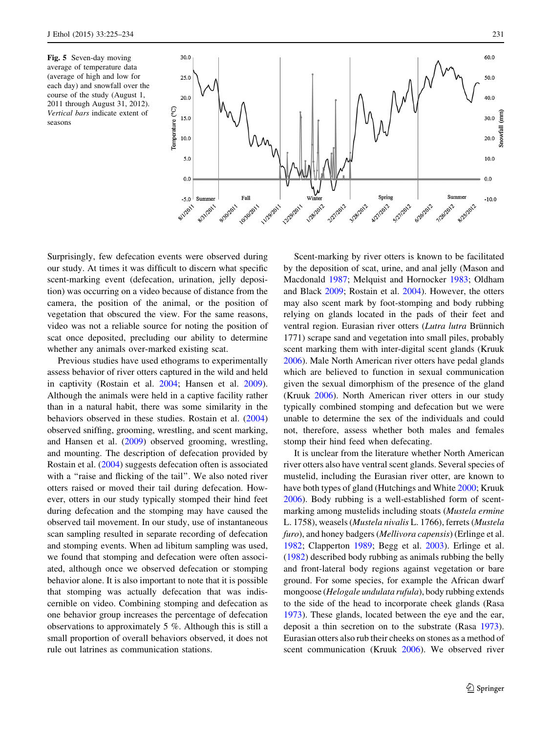**Fig. 5** Seven-day moving average of temperature data (average of high and low for each day) and snowfall over the course of the study (August 1, 2011 through August 31, 2012). *Vertical bars* indicate extent of seasons

Surprisingly, few defecation events were observed during our study. At times it was difficult to discern what specific scent-marking event (defecation, urination, jelly deposition) was occurring on a video because of distance from the camera, the position of the animal, or the position of vegetation that obscured the view. For the same reasons, video was not a reliable source for noting the position of scat once deposited, precluding our ability to determine whether any animals over-marked existing scat.

Previous studies have used ethograms to experimentally assess behavior of river otters captured in the wild and held in captivity (Rostain et al. 2004; Hansen et al. 2009). Although the animals were held in a captive facility rather than in a natural habit, there was some similarity in the behaviors observed in these studies. Rostain et al. (2004) observed sniffing, grooming, wrestling, and scent marking, and Hansen et al. (2009) observed grooming, wrestling, and mounting. The description of defecation provided by Rostain et al. (2004) suggests defecation often is associated with a "raise and flicking of the tail". We also noted river otters raised or moved their tail during defecation. However, otters in our study typically stomped their hind feet during defecation and the stomping may have caused the observed tail movement. In our study, use of instantaneous scan sampling resulted in separate recording of defecation and stomping events. When ad libitum sampling was used, we found that stomping and defecation were often associated, although once we observed defecation or stomping behavior alone. It is also important to note that it is possible that stomping was actually defecation that was indiscernible on video. Combining stomping and defecation as one behavior group increases the percentage of defecation observations to approximately 5 %. Although this is still a small proportion of overall behaviors observed, it does not rule out latrines as communication stations.

Scent-marking by river otters is known to be facilitated by the deposition of scat, urine, and anal jelly (Mason and Macdonald 1987; Melquist and Hornocker 1983; Oldham and Black 2009; Rostain et al. 2004). However, the otters may also scent mark by foot-stomping and body rubbing relying on glands located in the pads of their feet and ventral region. Eurasian river otters (*Lutra lutra* Brünnich 1771) scrape sand and vegetation into small piles, probably scent marking them with inter-digital scent glands (Kruuk 2006). Male North American river otters have pedal glands which are believed to function in sexual communication given the sexual dimorphism of the presence of the gland (Kruuk 2006). North American river otters in our study typically combined stomping and defecation but we were unable to determine the sex of the individuals and could not, therefore, assess whether both males and females stomp their hind feed when defecating.

It is unclear from the literature whether North American river otters also have ventral scent glands. Several species of mustelid, including the Eurasian river otter, are known to have both types of gland (Hutchings and White 2000; Kruuk 2006). Body rubbing is a well-established form of scent-marking among mustelids including stoats (*Mustela ermine* L. 1758), weasels (*Mustela nivalis* L. 1766), ferrets (*Mustela furo*), and honey badgers (*Mellivora capensis*) (Erlinge et al. 1982; Clapperton 1989; Begg et al. 2003). Erlinge et al. (1982) described body rubbing as animals rubbing the belly and front-lateral body regions against vegetation or bare ground. For some species, for example the African dwarf mongoose (*Helogale undulata rufula*), body rubbing extends to the side of the head to incorporate cheek glands (Rasa 1973). These glands, located between the eye and the ear, deposit a thin secretion on to the substrate (Rasa 1973). Eurasian otters also rub their cheeks on stones as a method of scent communication (Kruuk 2006). We observed river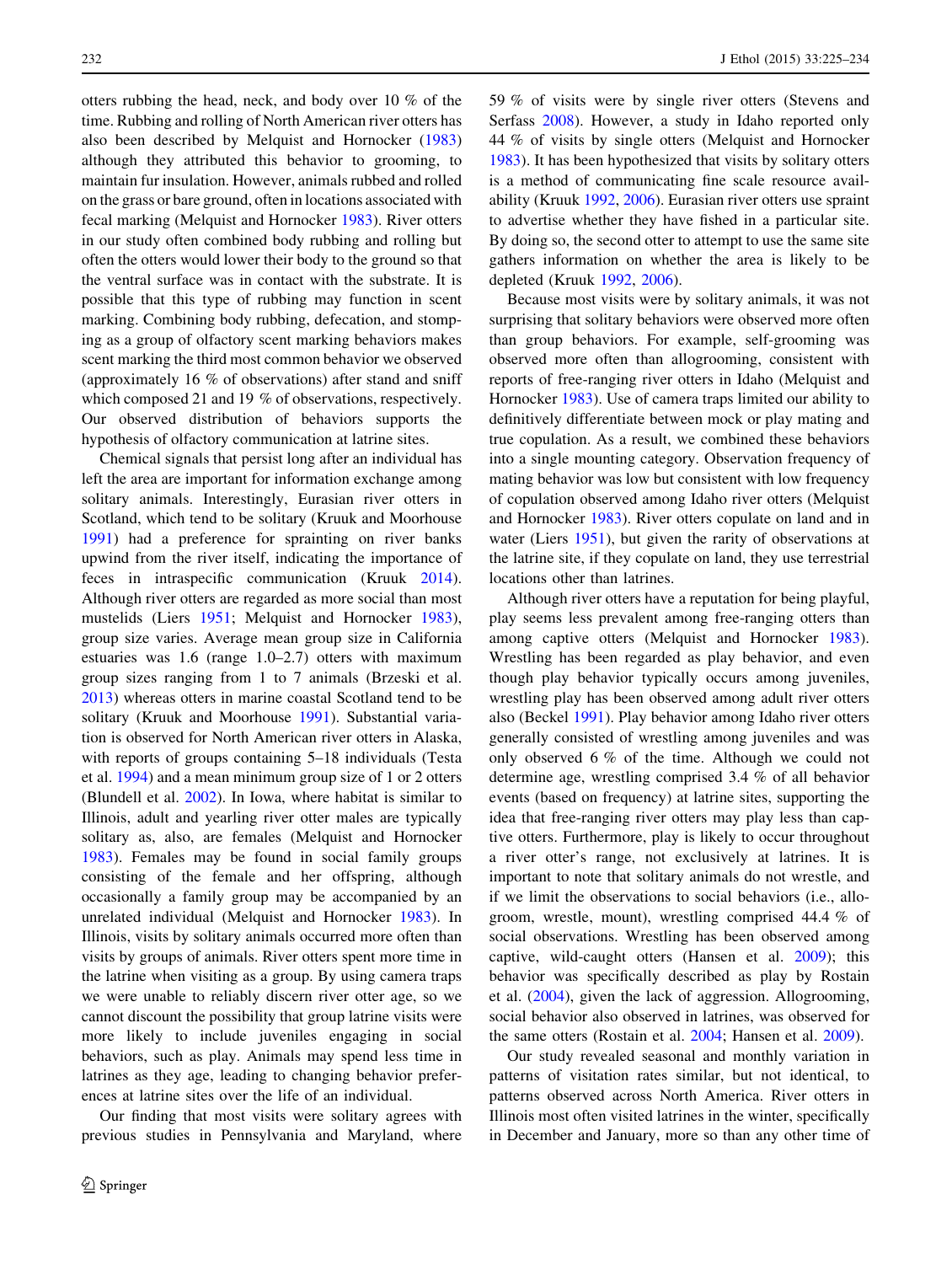otters rubbing the head, neck, and body over 10 % of the time. Rubbing and rolling of North American river otters has also been described by Melquist and Hornocker (1983) although they attributed this behavior to grooming, to maintain fur insulation. However, animals rubbed and rolled on the grass or bare ground, often in locations associated with fecal marking (Melquist and Hornocker 1983). River otters in our study often combined body rubbing and rolling but often the otters would lower their body to the ground so that the ventral surface was in contact with the substrate. It is possible that this type of rubbing may function in scent marking. Combining body rubbing, defecation, and stomping as a group of olfactory scent marking behaviors makes scent marking the third most common behavior we observed (approximately 16 % of observations) after stand and sniff which composed 21 and 19 % of observations, respectively. Our observed distribution of behaviors supports the hypothesis of olfactory communication at latrine sites.

Chemical signals that persist long after an individual has left the area are important for information exchange among solitary animals. Interestingly, Eurasian river otters in Scotland, which tend to be solitary (Kruuk and Moorhouse 1991) had a preference for sprainting on river banks upwind from the river itself, indicating the importance of feces in intraspecific communication (Kruuk 2014). Although river otters are regarded as more social than most mustelids (Liers 1951; Melquist and Hornocker 1983), group size varies. Average mean group size in California estuaries was 1.6 (range 1.0–2.7) otters with maximum group sizes ranging from 1 to 7 animals (Brzeski et al. 2013) whereas otters in marine coastal Scotland tend to be solitary (Kruuk and Moorhouse 1991). Substantial variation is observed for North American river otters in Alaska, with reports of groups containing 5–18 individuals (Testa et al. 1994) and a mean minimum group size of 1 or 2 otters (Blundell et al. 2002). In Iowa, where habitat is similar to Illinois, adult and yearling river otter males are typically solitary as, also, are females (Melquist and Hornocker 1983). Females may be found in social family groups consisting of the female and her offspring, although occasionally a family group may be accompanied by an unrelated individual (Melquist and Hornocker 1983). In Illinois, visits by solitary animals occurred more often than visits by groups of animals. River otters spent more time in the latrine when visiting as a group. By using camera traps we were unable to reliably discern river otter age, so we cannot discount the possibility that group latrine visits were more likely to include juveniles engaging in social behaviors, such as play. Animals may spend less time in latrines as they age, leading to changing behavior preferences at latrine sites over the life of an individual.

Our finding that most visits were solitary agrees with previous studies in Pennsylvania and Maryland, where 59 % of visits were by single river otters (Stevens and Serfass 2008). However, a study in Idaho reported only 44 % of visits by single otters (Melquist and Hornocker 1983). It has been hypothesized that visits by solitary otters is a method of communicating fine scale resource availability (Kruuk 1992, 2006). Eurasian river otters use spraint to advertise whether they have fished in a particular site. By doing so, the second otter to attempt to use the same site gathers information on whether the area is likely to be depleted (Kruuk 1992, 2006).

Because most visits were by solitary animals, it was not surprising that solitary behaviors were observed more often than group behaviors. For example, self-grooming was observed more often than allogrooming, consistent with reports of free-ranging river otters in Idaho (Melquist and Hornocker 1983). Use of camera traps limited our ability to definitively differentiate between mock or play mating and true copulation. As a result, we combined these behaviors into a single mounting category. Observation frequency of mating behavior was low but consistent with low frequency of copulation observed among Idaho river otters (Melquist and Hornocker 1983). River otters copulate on land and in water (Liers 1951), but given the rarity of observations at the latrine site, if they copulate on land, they use terrestrial locations other than latrines.

Although river otters have a reputation for being playful, play seems less prevalent among free-ranging otters than among captive otters (Melquist and Hornocker 1983). Wrestling has been regarded as play behavior, and even though play behavior typically occurs among juveniles, wrestling play has been observed among adult river otters also (Beckel 1991). Play behavior among Idaho river otters generally consisted of wrestling among juveniles and was only observed 6 % of the time. Although we could not determine age, wrestling comprised 3.4 % of all behavior events (based on frequency) at latrine sites, supporting the idea that free-ranging river otters may play less than captive otters. Furthermore, play is likely to occur throughout a river otter's range, not exclusively at latrines. It is important to note that solitary animals do not wrestle, and if we limit the observations to social behaviors (i.e., allogroom, wrestle, mount), wrestling comprised 44.4 % of social observations. Wrestling has been observed among captive, wild-caught otters (Hansen et al. 2009); this behavior was specifically described as play by Rostain et al. (2004), given the lack of aggression. Allogrooming, social behavior also observed in latrines, was observed for the same otters (Rostain et al. 2004; Hansen et al. 2009).

Our study revealed seasonal and monthly variation in patterns of visitation rates similar, but not identical, to patterns observed across North America. River otters in Illinois most often visited latrines in the winter, specifically in December and January, more so than any other time of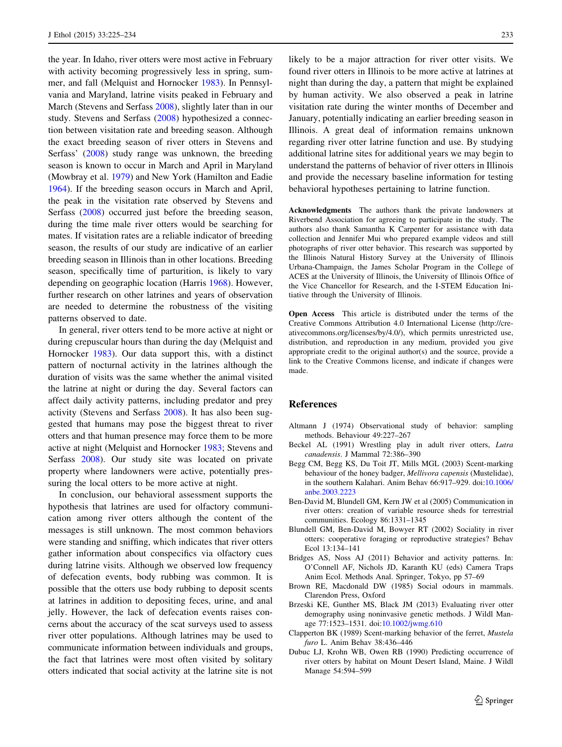the year. In Idaho, river otters were most active in February with activity becoming progressively less in spring, summer, and fall (Melquist and Hornocker 1983). In Pennsylvania and Maryland, latrine visits peaked in February and March (Stevens and Serfass 2008), slightly later than in our study. Stevens and Serfass (2008) hypothesized a connection between visitation rate and breeding season. Although the exact breeding season of river otters in Stevens and Serfass' (2008) study range was unknown, the breeding season is known to occur in March and April in Maryland (Mowbray et al. 1979) and New York (Hamilton and Eadie 1964). If the breeding season occurs in March and April, the peak in the visitation rate observed by Stevens and Serfass (2008) occurred just before the breeding season, during the time male river otters would be searching for mates. If visitation rates are a reliable indicator of breeding season, the results of our study are indicative of an earlier breeding season in Illinois than in other locations. Breeding season, specifically time of parturition, is likely to vary depending on geographic location (Harris 1968). However, further research on other latrines and years of observation are needed to determine the robustness of the visiting patterns observed to date.

In general, river otters tend to be more active at night or during crepuscular hours than during the day (Melquist and Hornocker 1983). Our data support this, with a distinct pattern of nocturnal activity in the latrines although the duration of visits was the same whether the animal visited the latrine at night or during the day. Several factors can affect daily activity patterns, including predator and prey activity (Stevens and Serfass 2008). It has also been suggested that humans may pose the biggest threat to river otters and that human presence may force them to be more active at night (Melquist and Hornocker 1983; Stevens and Serfass 2008). Our study site was located on private property where landowners were active, potentially pressuring the local otters to be more active at night.

In conclusion, our behavioral assessment supports the hypothesis that latrines are used for olfactory communication among river otters although the content of the messages is still unknown. The most common behaviors were standing and sniffing, which indicates that river otters gather information about conspecifics via olfactory cues during latrine visits. Although we observed low frequency of defecation events, body rubbing was common. It is possible that the otters use body rubbing to deposit scents at latrines in addition to depositing feces, urine, and anal jelly. However, the lack of defecation events raises concerns about the accuracy of the scat surveys used to assess river otter populations. Although latrines may be used to communicate information between individuals and groups, the fact that latrines were most often visited by solitary otters indicated that social activity at the latrine site is not likely to be a major attraction for river otter visits. We found river otters in Illinois to be more active at latrines at night than during the day, a pattern that might be explained by human activity. We also observed a peak in latrine visitation rate during the winter months of December and January, potentially indicating an earlier breeding season in Illinois. A great deal of information remains unknown regarding river otter latrine function and use. By studying additional latrine sites for additional years we may begin to understand the patterns of behavior of river otters in Illinois and provide the necessary baseline information for testing behavioral hypotheses pertaining to latrine function.

**Acknowledgments** The authors thank the private landowners at Riverbend Association for agreeing to participate in the study. The authors also thank Samantha K Carpenter for assistance with data collection and Jennifer Mui who prepared example videos and still photographs of river otter behavior. This research was supported by the Illinois Natural History Survey at the University of Illinois Urbana-Champaign, the James Scholar Program in the College of ACES at the University of Illinois, the University of Illinois Office of the Vice Chancellor for Research, and the I-STEM Education Initiative through the University of Illinois.

**Open Access** This article is distributed under the terms of the Creative Commons Attribution 4.0 International License (http://creativecommons.org/licenses/by/4.0/), which permits unrestricted use, distribution, and reproduction in any medium, provided you give appropriate credit to the original author(s) and the source, provide a link to the Creative Commons license, and indicate if changes were made.

## References

Altmann J (1974) Observational study of behavior: sampling methods. Behaviour 49:227–267

Beckel AL (1991) Wrestling play in adult river otters, *Lutra canadensis*. J Mammal 72:386–390

Begg CM, Begg KS, Du Toit JT, Mills MGL (2003) Scent-marking behaviour of the honey badger, *Mellivora capensis* (Mustelidae), in the southern Kalahari. Anim Behav 66:917–929. doi:10.1006/anbe.2003.2223

Ben-David M, Blundell GM, Kern JW et al (2005) Communication in river otters: creation of variable resource sheds for terrestrial communities. Ecology 86:1331–1345

Blundell GM, Ben-David M, Bowyer RT (2002) Sociality in river otters: cooperative foraging or reproductive strategies? Behav Ecol 13:134–141

Bridges AS, Noss AJ (2011) Behavior and activity patterns. In: O'Connell AF, Nichols JD, Karanth KU (eds) Camera Traps Anim Ecol. Methods Anal. Springer, Tokyo, pp 57–69

Brown RE, Macdonald DW (1985) Social odours in mammals. Clarendon Press, Oxford

Brzeski KE, Gunther MS, Black JM (2013) Evaluating river otter demography using noninvasive genetic methods. J Wildl Manage 77:1523–1531. doi:10.1002/jwmg.610

Clapperton BK (1989) Scent-marking behavior of the ferret, *Mustela furo* L. Anim Behav 38:436–446

Dubuc LJ, Krohn WB, Owen RB (1990) Predicting occurrence of river otters by habitat on Mount Desert Island, Maine. J Wildl Manage 54:594–599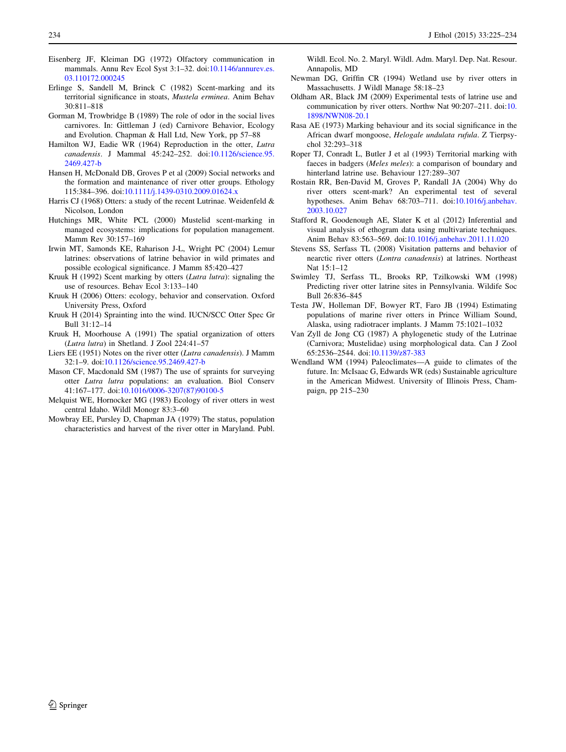Eisenberg JF, Kleiman DG (1972) Olfactory communication in mammals. Annu Rev Ecol Syst 3:1–32. doi:10.1146/annurev.es.03.110172.000245

Erlinge S, Sandell M, Brinck C (1982) Scent-marking and its territorial significance in stoats, *Mustela erminea*. Anim Behav 30:811–818

Gorman M, Trowbridge B (1989) The role of odor in the social lives carnivores. In: Gittleman J (ed) Carnivore Behavior, Ecology and Evolution. Chapman & Hall Ltd, New York, pp 57–88

Hamilton WJ, Eadie WR (1964) Reproduction in the otter, *Lutra canadensis*. J Mammal 45:242–252. doi:10.1126/science.95.2469.427-b

Hansen H, McDonald DB, Groves P et al (2009) Social networks and the formation and maintenance of river otter groups. Ethology 115:384–396. doi:10.1111/j.1439-0310.2009.01624.x

Harris CJ (1968) Otters: a study of the recent Lutrinae. Weidenfeld & Nicolson, London

Hutchings MR, White PCL (2000) Mustelid scent-marking in managed ecosystems: implications for population management. Mamm Rev 30:157–169

Irwin MT, Samonds KE, Raharison J-L, Wright PC (2004) Lemur latrines: observations of latrine behavior in wild primates and possible ecological significance. J Mamm 85:420–427

Kruuk H (1992) Scent marking by otters (*Lutra lutra*): signaling the use of resources. Behav Ecol 3:133–140

Kruuk H (2006) Otters: ecology, behavior and conservation. Oxford University Press, Oxford

Kruuk H (2014) Sprainting into the wind. IUCN/SCC Otter Spec Gr Bull 31:12–14

Kruuk H, Moorhouse A (1991) The spatial organization of otters (*Lutra lutra*) in Shetland. J Zool 224:41–57

Liers EE (1951) Notes on the river otter (*Lutra canadensis*). J Mamm 32:1–9. doi:10.1126/science.95.2469.427-b

Mason CF, Macdonald SM (1987) The use of spraints for surveying otter *Lutra lutra* populations: an evaluation. Biol Conserv 41:167–177. doi:10.1016/0006-3207(87)90100-5

Melquist WE, Hornocker MG (1983) Ecology of river otters in west central Idaho. Wildl Monogr 83:3–60

Mowbray EE, Pursley D, Chapman JA (1979) The status, population characteristics and harvest of the river otter in Maryland. Publ. Wildl. Ecol. No. 2. Maryl. Wildl. Adm. Maryl. Dep. Nat. Resour. Annapolis, MD

Newman DG, Griffin CR (1994) Wetland use by river otters in Massachusetts. J Wildl Manage 58:18–23

Oldham AR, Black JM (2009) Experimental tests of latrine use and communication by river otters. Northw Nat 90:207–211. doi:10.1898/NWN08-20.1

Rasa AE (1973) Marking behaviour and its social significance in the African dwarf mongoose, *Helogale undulata rufula*. Z Tierpsychol 32:293–318

Roper TJ, Conradt L, Butler J et al (1993) Territorial marking with faeces in badgers (*Meles meles*): a comparison of boundary and hinterland latrine use. Behaviour 127:289–307

Rostain RR, Ben-David M, Groves P, Randall JA (2004) Why do river otters scent-mark? An experimental test of several hypotheses. Anim Behav 68:703–711. doi:10.1016/j.anbehav.2003.10.027

Stafford R, Goodenough AE, Slater K et al (2012) Inferential and visual analysis of ethogram data using multivariate techniques. Anim Behav 83:563–569. doi:10.1016/j.anbehav.2011.11.020

Stevens SS, Serfass TL (2008) Visitation patterns and behavior of nearctic river otters (*Lontra canadensis*) at latrines. Northeast Nat 15:1–12

Swimley TJ, Serfass TL, Brooks RP, Tzilkowski WM (1998) Predicting river otter latrine sites in Pennsylvania. Wildife Soc Bull 26:836–845

Testa JW, Holleman DF, Bowyer RT, Faro JB (1994) Estimating populations of marine river otters in Prince William Sound, Alaska, using radiotracer implants. J Mamm 75:1021–1032

Van Zyll de Jong CG (1987) A phylogenetic study of the Lutrinae (Carnivora; Mustelidae) using morphological data. Can J Zool 65:2536–2544. doi:10.1139/z87-383

Wendland WM (1994) Paleoclimates—A guide to climates of the future. In: McIsaac G, Edwards WR (eds) Sustainable agriculture in the American Midwest. University of Illinois Press, Champaign, pp 215–230